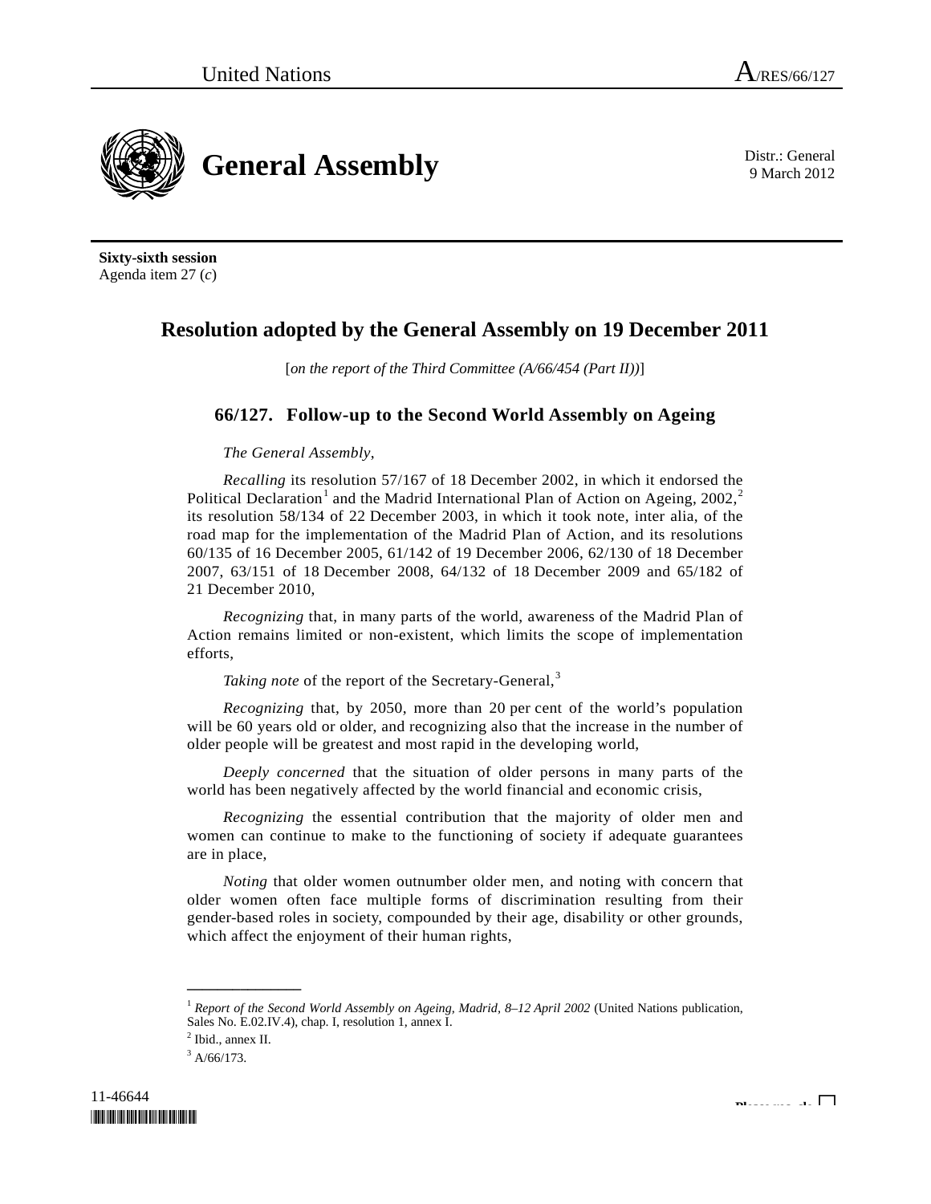United Nations A/RES/66/127

# General Assembly

Distr.: General
9 March 2012

**Sixty-sixth session**
Agenda item 27 (*c*)

## Resolution adopted by the General Assembly on 19 December 2011

[*on the report of the Third Committee (A/66/454 (Part II))*]

### 66/127. Follow-up to the Second World Assembly on Ageing

*The General Assembly*,

*Recalling* its resolution 57/167 of 18 December 2002, in which it endorsed the Political Declaration[1] and the Madrid International Plan of Action on Ageing, 2002,[2] its resolution 58/134 of 22 December 2003, in which it took note, inter alia, of the road map for the implementation of the Madrid Plan of Action, and its resolutions 60/135 of 16 December 2005, 61/142 of 19 December 2006, 62/130 of 18 December 2007, 63/151 of 18 December 2008, 64/132 of 18 December 2009 and 65/182 of 21 December 2010,

*Recognizing* that, in many parts of the world, awareness of the Madrid Plan of Action remains limited or non-existent, which limits the scope of implementation efforts,

*Taking note* of the report of the Secretary-General,[3]

*Recognizing* that, by 2050, more than 20 per cent of the world's population will be 60 years old or older, and recognizing also that the increase in the number of older people will be greatest and most rapid in the developing world,

*Deeply concerned* that the situation of older persons in many parts of the world has been negatively affected by the world financial and economic crisis,

*Recognizing* the essential contribution that the majority of older men and women can continue to make to the functioning of society if adequate guarantees are in place,

*Noting* that older women outnumber older men, and noting with concern that older women often face multiple forms of discrimination resulting from their gender-based roles in society, compounded by their age, disability or other grounds, which affect the enjoyment of their human rights,

---

[1] *Report of the Second World Assembly on Ageing, Madrid, 8–12 April 2002* (United Nations publication, Sales No. E.02.IV.4), chap. I, resolution 1, annex I.

[2] Ibid., annex II.

[3] A/66/173.

11-46644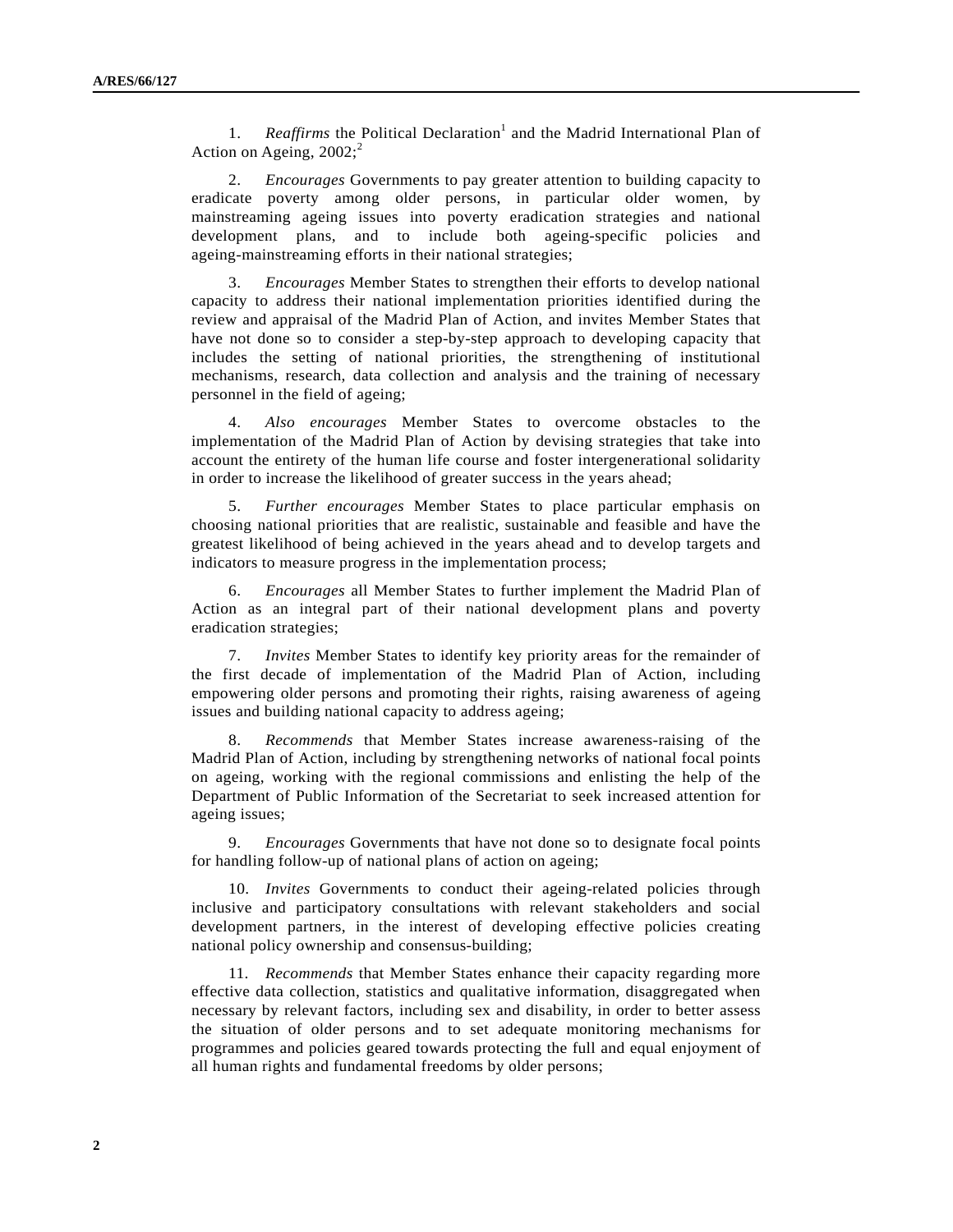1. *Reaffirms* the Political Declaration[1] and the Madrid International Plan of Action on Ageing, 2002;[2]

2. *Encourages* Governments to pay greater attention to building capacity to eradicate poverty among older persons, in particular older women, by mainstreaming ageing issues into poverty eradication strategies and national development plans, and to include both ageing-specific policies and ageing-mainstreaming efforts in their national strategies;

3. *Encourages* Member States to strengthen their efforts to develop national capacity to address their national implementation priorities identified during the review and appraisal of the Madrid Plan of Action, and invites Member States that have not done so to consider a step-by-step approach to developing capacity that includes the setting of national priorities, the strengthening of institutional mechanisms, research, data collection and analysis and the training of necessary personnel in the field of ageing;

4. *Also encourages* Member States to overcome obstacles to the implementation of the Madrid Plan of Action by devising strategies that take into account the entirety of the human life course and foster intergenerational solidarity in order to increase the likelihood of greater success in the years ahead;

5. *Further encourages* Member States to place particular emphasis on choosing national priorities that are realistic, sustainable and feasible and have the greatest likelihood of being achieved in the years ahead and to develop targets and indicators to measure progress in the implementation process;

6. *Encourages* all Member States to further implement the Madrid Plan of Action as an integral part of their national development plans and poverty eradication strategies;

7. *Invites* Member States to identify key priority areas for the remainder of the first decade of implementation of the Madrid Plan of Action, including empowering older persons and promoting their rights, raising awareness of ageing issues and building national capacity to address ageing;

8. *Recommends* that Member States increase awareness-raising of the Madrid Plan of Action, including by strengthening networks of national focal points on ageing, working with the regional commissions and enlisting the help of the Department of Public Information of the Secretariat to seek increased attention for ageing issues;

9. *Encourages* Governments that have not done so to designate focal points for handling follow-up of national plans of action on ageing;

10. *Invites* Governments to conduct their ageing-related policies through inclusive and participatory consultations with relevant stakeholders and social development partners, in the interest of developing effective policies creating national policy ownership and consensus-building;

11. *Recommends* that Member States enhance their capacity regarding more effective data collection, statistics and qualitative information, disaggregated when necessary by relevant factors, including sex and disability, in order to better assess the situation of older persons and to set adequate monitoring mechanisms for programmes and policies geared towards protecting the full and equal enjoyment of all human rights and fundamental freedoms by older persons;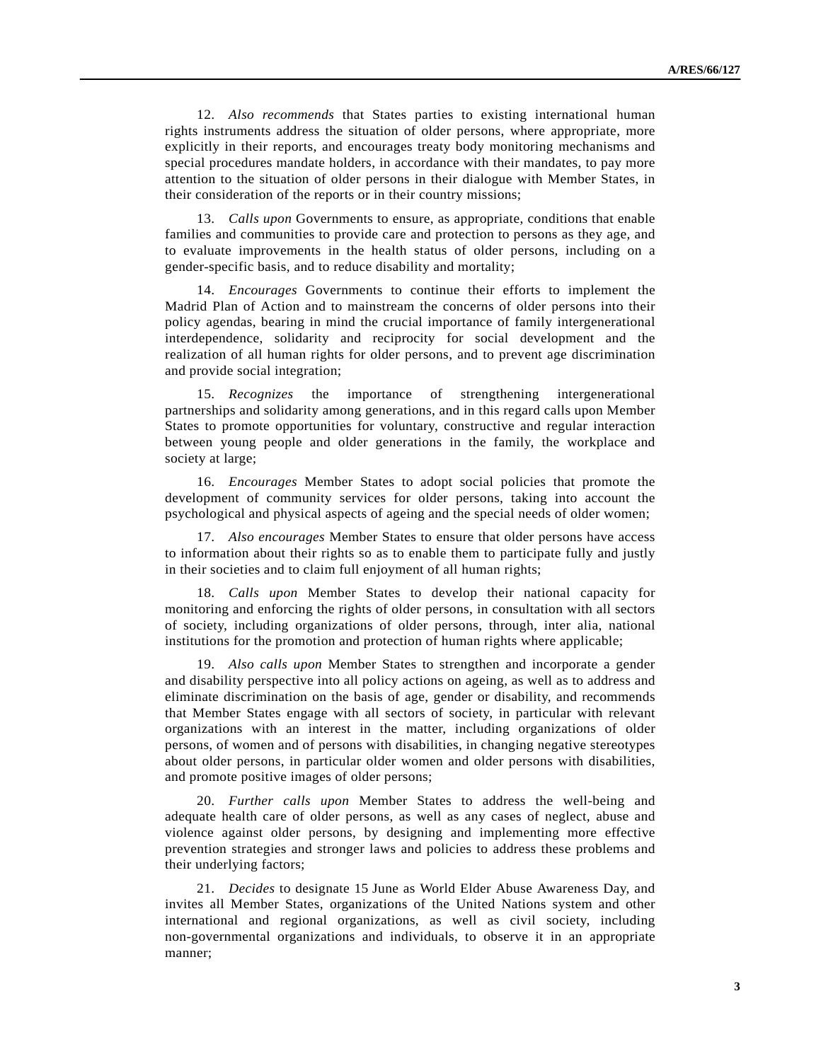12. *Also recommends* that States parties to existing international human rights instruments address the situation of older persons, where appropriate, more explicitly in their reports, and encourages treaty body monitoring mechanisms and special procedures mandate holders, in accordance with their mandates, to pay more attention to the situation of older persons in their dialogue with Member States, in their consideration of the reports or in their country missions;

13. *Calls upon* Governments to ensure, as appropriate, conditions that enable families and communities to provide care and protection to persons as they age, and to evaluate improvements in the health status of older persons, including on a gender-specific basis, and to reduce disability and mortality;

14. *Encourages* Governments to continue their efforts to implement the Madrid Plan of Action and to mainstream the concerns of older persons into their policy agendas, bearing in mind the crucial importance of family intergenerational interdependence, solidarity and reciprocity for social development and the realization of all human rights for older persons, and to prevent age discrimination and provide social integration;

15. *Recognizes* the importance of strengthening intergenerational partnerships and solidarity among generations, and in this regard calls upon Member States to promote opportunities for voluntary, constructive and regular interaction between young people and older generations in the family, the workplace and society at large;

16. *Encourages* Member States to adopt social policies that promote the development of community services for older persons, taking into account the psychological and physical aspects of ageing and the special needs of older women;

17. *Also encourages* Member States to ensure that older persons have access to information about their rights so as to enable them to participate fully and justly in their societies and to claim full enjoyment of all human rights;

18. *Calls upon* Member States to develop their national capacity for monitoring and enforcing the rights of older persons, in consultation with all sectors of society, including organizations of older persons, through, inter alia, national institutions for the promotion and protection of human rights where applicable;

19. *Also calls upon* Member States to strengthen and incorporate a gender and disability perspective into all policy actions on ageing, as well as to address and eliminate discrimination on the basis of age, gender or disability, and recommends that Member States engage with all sectors of society, in particular with relevant organizations with an interest in the matter, including organizations of older persons, of women and of persons with disabilities, in changing negative stereotypes about older persons, in particular older women and older persons with disabilities, and promote positive images of older persons;

20. *Further calls upon* Member States to address the well-being and adequate health care of older persons, as well as any cases of neglect, abuse and violence against older persons, by designing and implementing more effective prevention strategies and stronger laws and policies to address these problems and their underlying factors;

21. *Decides* to designate 15 June as World Elder Abuse Awareness Day, and invites all Member States, organizations of the United Nations system and other international and regional organizations, as well as civil society, including non-governmental organizations and individuals, to observe it in an appropriate manner;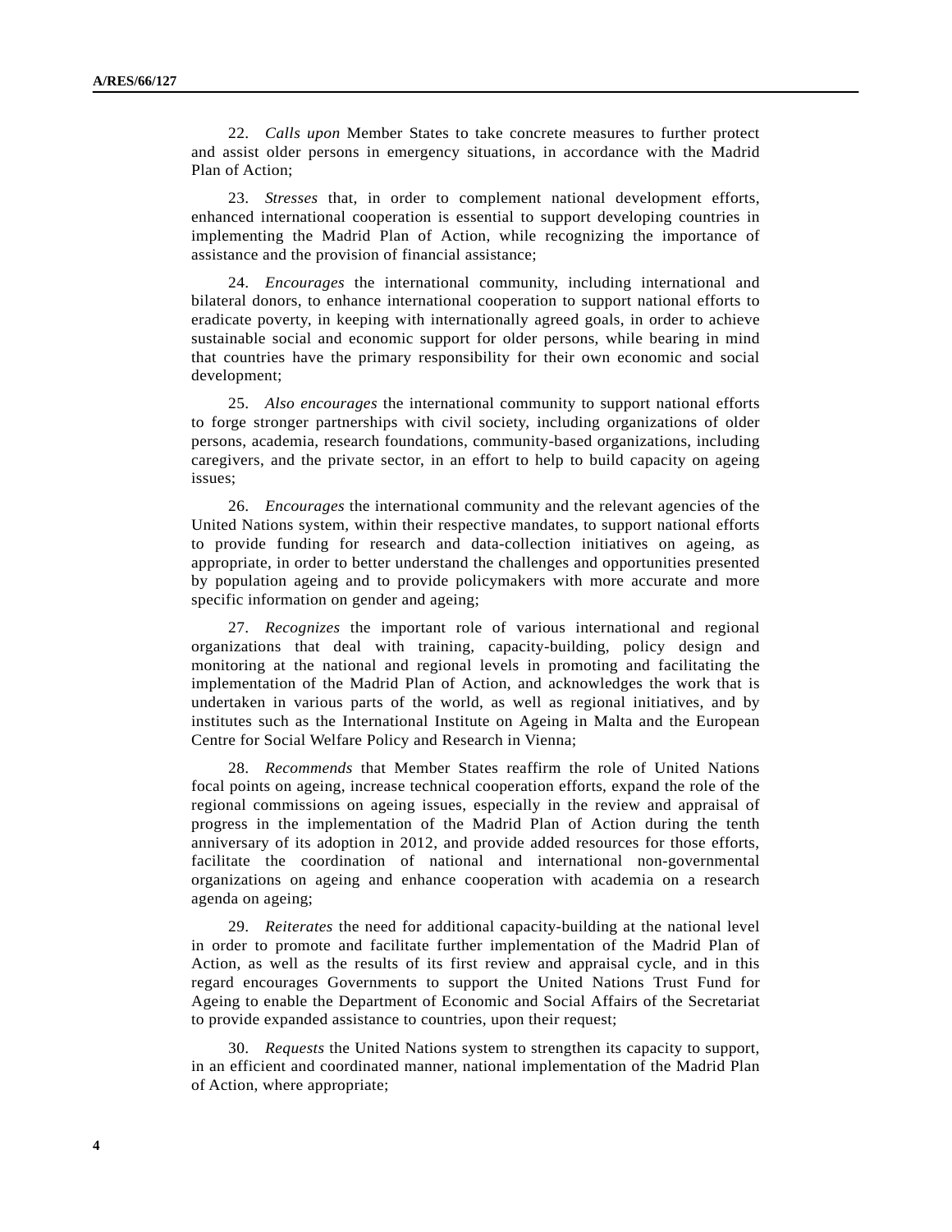22. *Calls upon* Member States to take concrete measures to further protect and assist older persons in emergency situations, in accordance with the Madrid Plan of Action;

23. *Stresses* that, in order to complement national development efforts, enhanced international cooperation is essential to support developing countries in implementing the Madrid Plan of Action, while recognizing the importance of assistance and the provision of financial assistance;

24. *Encourages* the international community, including international and bilateral donors, to enhance international cooperation to support national efforts to eradicate poverty, in keeping with internationally agreed goals, in order to achieve sustainable social and economic support for older persons, while bearing in mind that countries have the primary responsibility for their own economic and social development;

25. *Also encourages* the international community to support national efforts to forge stronger partnerships with civil society, including organizations of older persons, academia, research foundations, community-based organizations, including caregivers, and the private sector, in an effort to help to build capacity on ageing issues;

26. *Encourages* the international community and the relevant agencies of the United Nations system, within their respective mandates, to support national efforts to provide funding for research and data-collection initiatives on ageing, as appropriate, in order to better understand the challenges and opportunities presented by population ageing and to provide policymakers with more accurate and more specific information on gender and ageing;

27. *Recognizes* the important role of various international and regional organizations that deal with training, capacity-building, policy design and monitoring at the national and regional levels in promoting and facilitating the implementation of the Madrid Plan of Action, and acknowledges the work that is undertaken in various parts of the world, as well as regional initiatives, and by institutes such as the International Institute on Ageing in Malta and the European Centre for Social Welfare Policy and Research in Vienna;

28. *Recommends* that Member States reaffirm the role of United Nations focal points on ageing, increase technical cooperation efforts, expand the role of the regional commissions on ageing issues, especially in the review and appraisal of progress in the implementation of the Madrid Plan of Action during the tenth anniversary of its adoption in 2012, and provide added resources for those efforts, facilitate the coordination of national and international non-governmental organizations on ageing and enhance cooperation with academia on a research agenda on ageing;

29. *Reiterates* the need for additional capacity-building at the national level in order to promote and facilitate further implementation of the Madrid Plan of Action, as well as the results of its first review and appraisal cycle, and in this regard encourages Governments to support the United Nations Trust Fund for Ageing to enable the Department of Economic and Social Affairs of the Secretariat to provide expanded assistance to countries, upon their request;

30. *Requests* the United Nations system to strengthen its capacity to support, in an efficient and coordinated manner, national implementation of the Madrid Plan of Action, where appropriate;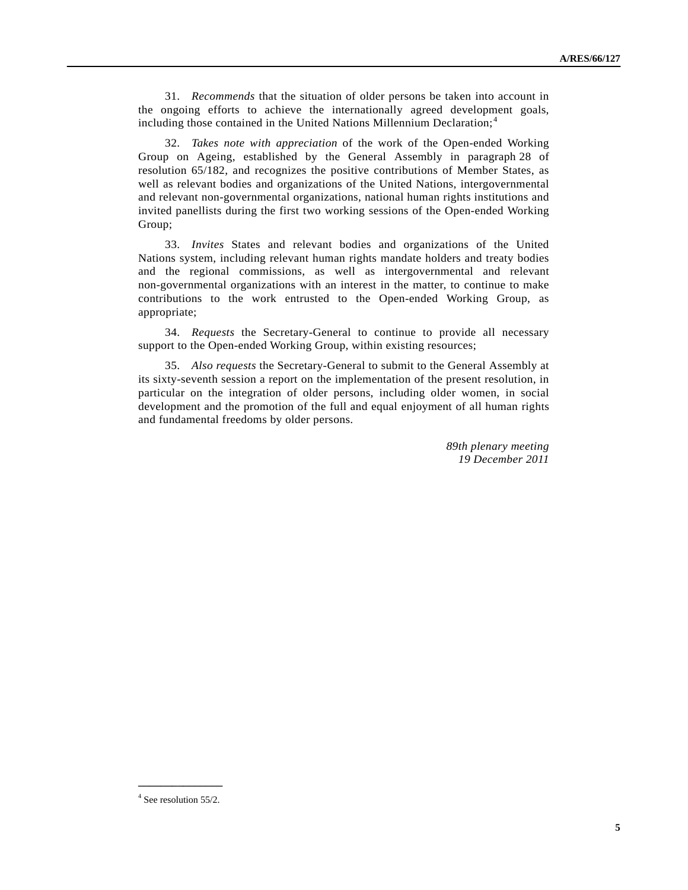31. *Recommends* that the situation of older persons be taken into account in the ongoing efforts to achieve the internationally agreed development goals, including those contained in the United Nations Millennium Declaration;[4]

32. *Takes note with appreciation* of the work of the Open-ended Working Group on Ageing, established by the General Assembly in paragraph 28 of resolution 65/182, and recognizes the positive contributions of Member States, as well as relevant bodies and organizations of the United Nations, intergovernmental and relevant non-governmental organizations, national human rights institutions and invited panellists during the first two working sessions of the Open-ended Working Group;

33. *Invites* States and relevant bodies and organizations of the United Nations system, including relevant human rights mandate holders and treaty bodies and the regional commissions, as well as intergovernmental and relevant non-governmental organizations with an interest in the matter, to continue to make contributions to the work entrusted to the Open-ended Working Group, as appropriate;

34. *Requests* the Secretary-General to continue to provide all necessary support to the Open-ended Working Group, within existing resources;

35. *Also requests* the Secretary-General to submit to the General Assembly at its sixty-seventh session a report on the implementation of the present resolution, in particular on the integration of older persons, including older women, in social development and the promotion of the full and equal enjoyment of all human rights and fundamental freedoms by older persons.

*89th plenary meeting*
*19 December 2011*

---

[4] See resolution 55/2.